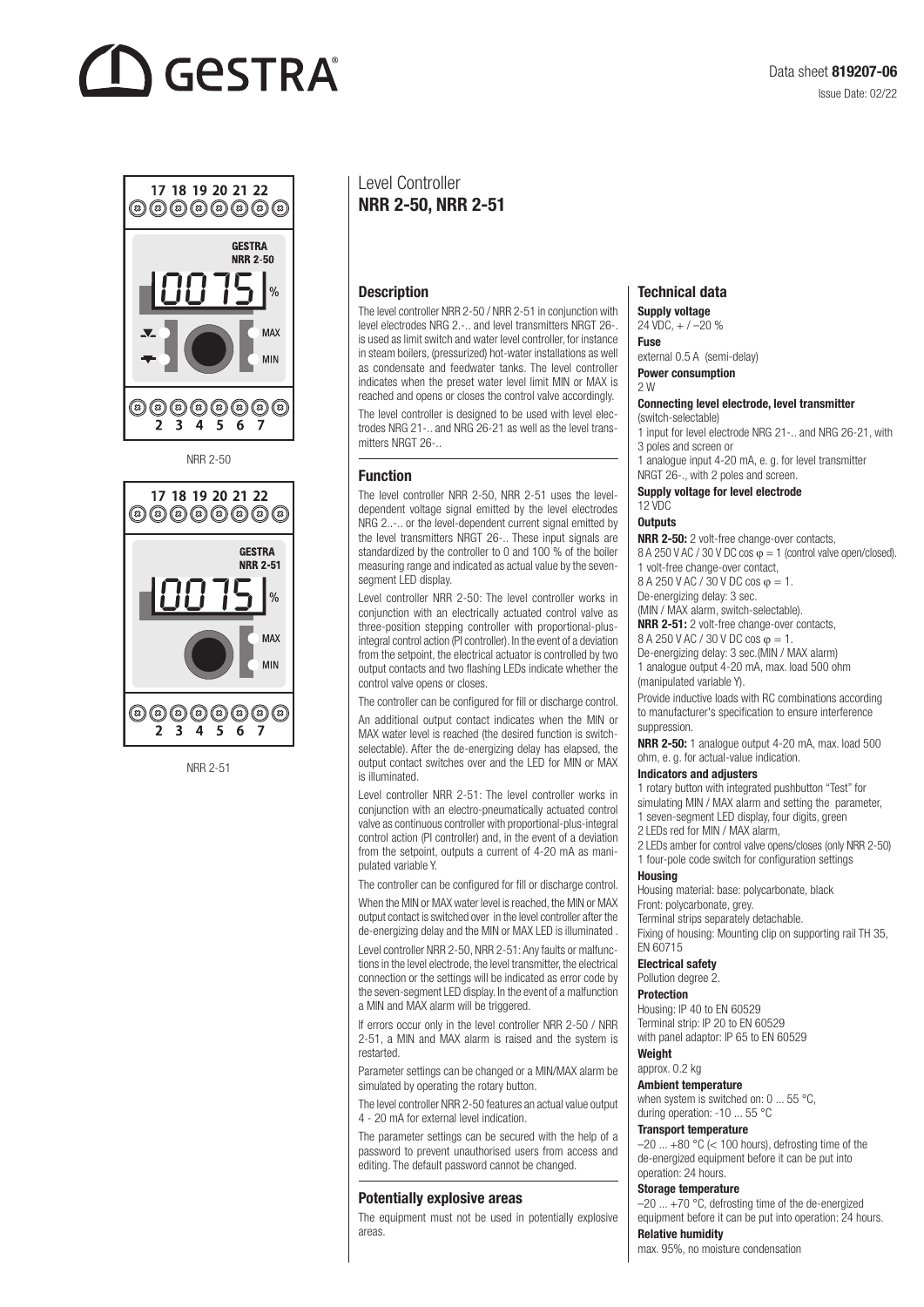Data sheet **819207-06**

Issue Date: 02/22

NRR 2-50

NRR 2-51

# Level Controller
# NRR 2-50, NRR 2-51

## Description

The level controller NRR 2-50 / NRR 2-51 in conjunction with level electrodes NRG 2.-.. and level transmitters NRGT 26-. is used as limit switch and water level controller, for instance in steam boilers, (pressurized) hot-water installations as well as condensate and feedwater tanks. The level controller indicates when the preset water level limit MIN or MAX is reached and opens or closes the control valve accordingly.

The level controller is designed to be used with level electrodes NRG 21-.. and NRG 26-21 as well as the level transmitters NRGT 26-..

## Function

The level controller NRR 2-50, NRR 2-51 uses the level-dependent voltage signal emitted by the level electrodes NRG 2..-.. or the level-dependent current signal emitted by the level transmitters NRGT 26-.. These input signals are standardized by the controller to 0 and 100 % of the boiler measuring range and indicated as actual value by the seven-segment LED display.

Level controller NRR 2-50: The level controller works in conjunction with an electrically actuated control valve as three-position stepping controller with proportional-plus-integral control action (PI controller). In the event of a deviation from the setpoint, the electrical actuator is controlled by two output contacts and two flashing LEDs indicate whether the control valve opens or closes.

The controller can be configured for fill or discharge control.

An additional output contact indicates when the MIN or MAX water level is reached (the desired function is switch-selectable). After the de-energizing delay has elapsed, the output contact switches over and the LED for MIN or MAX is illuminated.

Level controller NRR 2-51: The level controller works in conjunction with an electro-pneumatically actuated control valve as continuous controller with proportional-plus-integral control action (PI controller) and, in the event of a deviation from the setpoint, outputs a current of 4-20 mA as manipulated variable Y.

The controller can be configured for fill or discharge control.

When the MIN or MAX water level is reached, the MIN or MAX output contact is switched over in the level controller after the de-energizing delay and the MIN or MAX LED is illuminated .

Level controller NRR 2-50, NRR 2-51: Any faults or malfunctions in the level electrode, the level transmitter, the electrical connection or the settings will be indicated as error code by the seven-segment LED display. In the event of a malfunction a MIN and MAX alarm will be triggered.

If errors occur only in the level controller NRR 2-50 / NRR 2-51, a MIN and MAX alarm is raised and the system is restarted.

Parameter settings can be changed or a MIN/MAX alarm be simulated by operating the rotary button.

The level controller NRR 2-50 features an actual value output 4 - 20 mA for external level indication.

The parameter settings can be secured with the help of a password to prevent unauthorised users from access and editing. The default password cannot be changed.

## Potentially explosive areas

The equipment must not be used in potentially explosive areas.

## Technical data

**Supply voltage**
24 VDC, + / –20 %

**Fuse**
external 0.5 A (semi-delay)

**Power consumption**
2 W

**Connecting level electrode, level transmitter**
(switch-selectable)
1 input for level electrode NRG 21-.. and NRG 26-21, with 3 poles and screen or
1 analogue input 4-20 mA, e. g. for level transmitter NRGT 26-., with 2 poles and screen.

**Supply voltage for level electrode**
12 VDC

**Outputs**

**NRR 2-50:** 2 volt-free change-over contacts,
8 A 250 V AC / 30 V DC cos $\varphi$ = 1 (control valve open/closed).
1 volt-free change-over contact,
8 A 250 V AC / 30 V DC cos $\varphi$ = 1.
De-energizing delay: 3 sec.
(MIN / MAX alarm, switch-selectable).

**NRR 2-51:** 2 volt-free change-over contacts,
8 A 250 V AC / 30 V DC cos $\varphi$ = 1.
De-energizing delay: 3 sec.(MIN / MAX alarm)
1 analogue output 4-20 mA, max. load 500 ohm (manipulated variable Y).

Provide inductive loads with RC combinations according to manufacturer's specification to ensure interference suppression.

**NRR 2-50:** 1 analogue output 4-20 mA, max. load 500 ohm, e. g. for actual-value indication.

**Indicators and adjusters**
1 rotary button with integrated pushbutton "Test" for simulating MIN / MAX alarm and setting the parameter,
1 seven-segment LED display, four digits, green
2 LEDs red for MIN / MAX alarm,
2 LEDs amber for control valve opens/closes (only NRR 2-50)
1 four-pole code switch for configuration settings

**Housing**
Housing material: base: polycarbonate, black
Front: polycarbonate, grey.
Terminal strips separately detachable.
Fixing of housing: Mounting clip on supporting rail TH 35, EN 60715

**Electrical safety**
Pollution degree 2.

**Protection**
Housing: IP 40 to EN 60529
Terminal strip: IP 20 to EN 60529
with panel adaptor: IP 65 to EN 60529

**Weight**
approx. 0.2 kg

**Ambient temperature**
when system is switched on: 0 ... 55 °C,
during operation: -10 ... 55 °C

**Transport temperature**
–20 ... +80 °C (< 100 hours), defrosting time of the de-energized equipment before it can be put into operation: 24 hours.

**Storage temperature**
–20 ... +70 °C, defrosting time of the de-energized equipment before it can be put into operation: 24 hours.

**Relative humidity**
max. 95%, no moisture condensation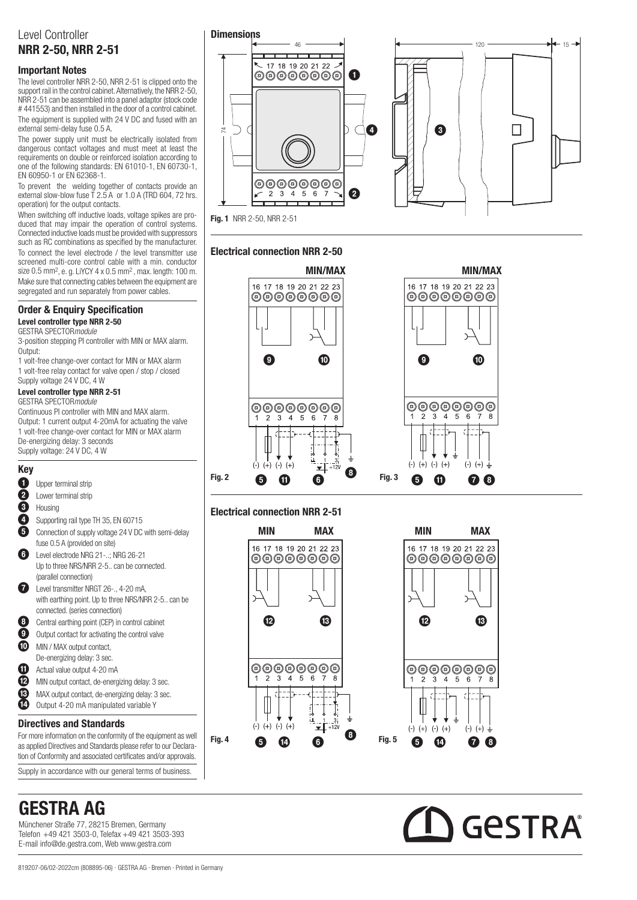# Level Controller
# NRR 2-50, NRR 2-51

## Important Notes

The level controller NRR 2-50, NRR 2-51 is clipped onto the support rail in the control cabinet. Alternatively, the NRR 2-50, NRR 2-51 can be assembled into a panel adaptor (stock code # 441553) and then installed in the door of a control cabinet.

The equipment is supplied with 24 V DC and fused with an external semi-delay fuse 0.5 A.

The power supply unit must be electrically isolated from dangerous contact voltages and must meet at least the requirements on double or reinforced isolation according to one of the following standards: EN 61010-1, EN 60730-1, EN 60950-1 or EN 62368-1.

To prevent the welding together of contacts provide an external slow-blow fuse T 2.5 A or 1.0 A (TRD 604, 72 hrs. operation) for the output contacts.

When switching off inductive loads, voltage spikes are produced that may impair the operation of control systems. Connected inductive loads must be provided with suppressors such as RC combinations as specified by the manufacturer.

To connect the level electrode / the level transmitter use screened multi-core control cable with a min. conductor size 0.5 mm², e. g. LiYCY 4 x 0.5 mm², max. length: 100 m.

Make sure that connecting cables between the equipment are segregated and run separately from power cables.

## Order & Enquiry Specification

**Level controller type NRR 2-50**

GESTRA SPECTOR*module*

3-position stepping PI controller with MIN or MAX alarm.

Output:

1 volt-free change-over contact for MIN or MAX alarm

1 volt-free relay contact for valve open / stop / closed

Supply voltage 24 V DC, 4 W

**Level controller type NRR 2-51**

GESTRA SPECTOR*module*

Continuous PI controller with MIN and MAX alarm.

Output: 1 current output 4-20mA for actuating the valve

1 volt-free change-over contact for MIN or MAX alarm

De-energizing delay: 3 seconds

Supply voltage: 24 V DC, 4 W

## Key

1. Upper terminal strip
2. Lower terminal strip
3. Housing
4. Supporting rail type TH 35, EN 60715
5. Connection of supply voltage 24 V DC with semi-delay fuse 0.5 A (provided on site)
6. Level electrode NRG 21-..; NRG 26-21
   Up to three NRS/NRR 2-5.. can be connected. (parallel connection)
7. Level transmitter NRGT 26-., 4-20 mA, with earthing point. Up to three NRS/NRR 2-5.. can be connected. (series connection)
8. Central earthing point (CEP) in control cabinet
9. Output contact for activating the control valve
10. MIN / MAX output contact,
    De-energizing delay: 3 sec.
11. Actual value output 4-20 mA
12. MIN output contact, de-energizing delay: 3 sec.
13. MAX output contact, de-energizing delay: 3 sec.
14. Output 4-20 mA manipulated variable Y

## Directives and Standards

For more information on the conformity of the equipment as well as applied Directives and Standards please refer to our Declaration of Conformity and associated certificates and/or approvals.

Supply in accordance with our general terms of business.

## Dimensions

46
120
15
74
17 18 19 20 21 22
2 3 4 5 6 7

**Fig. 1** NRR 2-50, NRR 2-51

## Electrical connection NRR 2-50

MIN/MAX
16 17 18 19 20 21 22 23
1 2 3 4 5 6 7 8
(-) (+) (-) (+)
1 3 +12V

**Fig. 2**

MIN/MAX
16 17 18 19 20 21 22 23
1 2 3 4 5 6 7 8
(-) (+) (-) (+) (-) (+)

**Fig. 3**

## Electrical connection NRR 2-51

MIN MAX
16 17 18 19 20 21 22 23
1 2 3 4 5 6 7 8
(-) (+) (-) (+)
1 3 +12V

**Fig. 4**

MIN MAX
16 17 18 19 20 21 22 23
1 2 3 4 5 6 7 8
(-) (+) (-) (+) (-) (+)

**Fig. 5**

# GESTRA AG

Münchener Straße 77, 28215 Bremen, Germany
Telefon +49 421 3503-0, Telefax +49 421 3503-393
E-mail info@de.gestra.com, Web www.gestra.com

GESTRA

819207-06/02-2022cm (808895-06) · GESTRA AG · Bremen · Printed in Germany